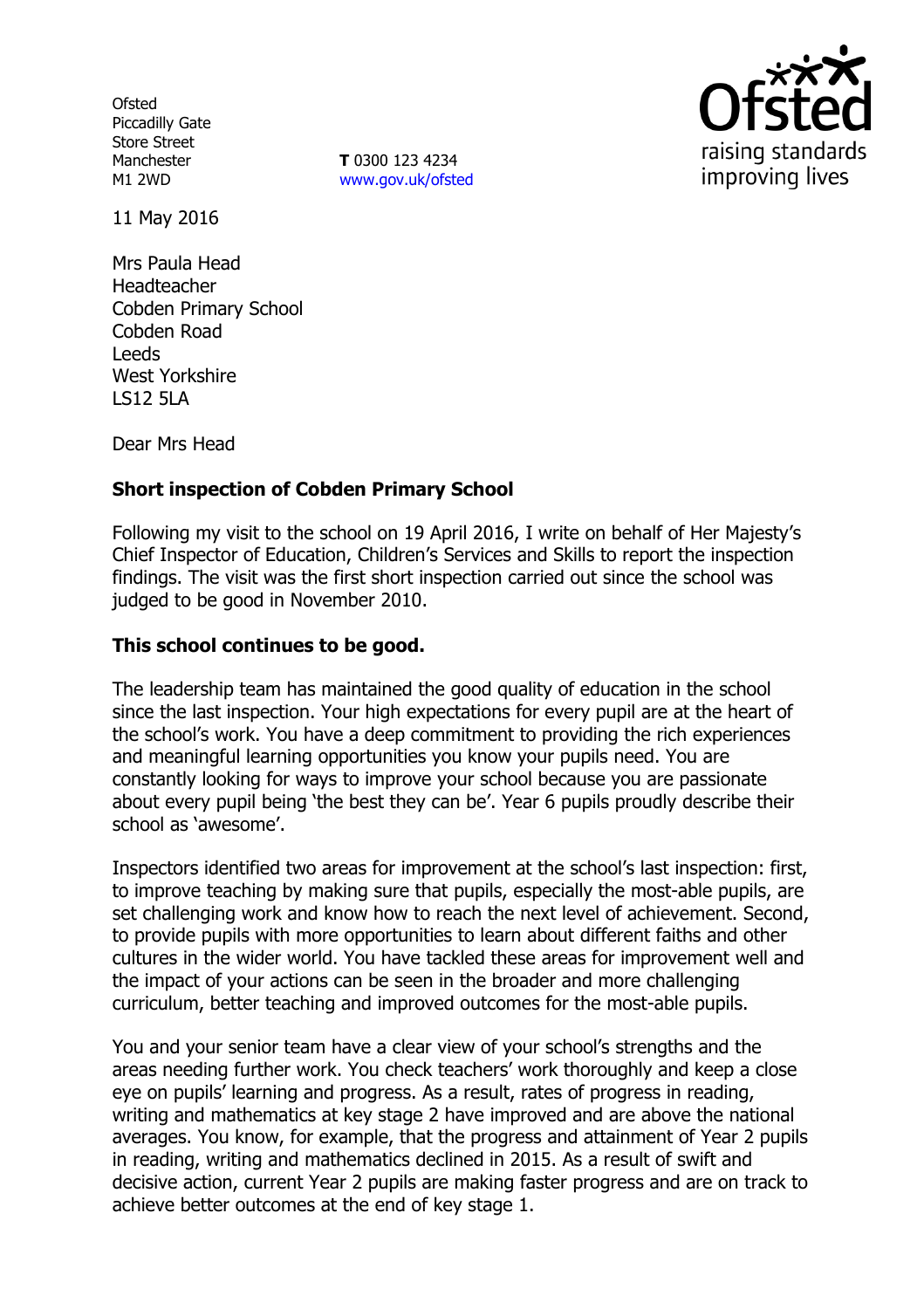Ofsted
Piccadilly Gate
Store Street
Manchester
M1 2WD

**T** 0300 123 4234
www.gov.uk/ofsted

11 May 2016

Mrs Paula Head
Headteacher
Cobden Primary School
Cobden Road
Leeds
West Yorkshire
LS12 5LA

Dear Mrs Head

**Short inspection of Cobden Primary School**

Following my visit to the school on 19 April 2016, I write on behalf of Her Majesty's Chief Inspector of Education, Children's Services and Skills to report the inspection findings. The visit was the first short inspection carried out since the school was judged to be good in November 2010.

**This school continues to be good.**

The leadership team has maintained the good quality of education in the school since the last inspection. Your high expectations for every pupil are at the heart of the school's work. You have a deep commitment to providing the rich experiences and meaningful learning opportunities you know your pupils need. You are constantly looking for ways to improve your school because you are passionate about every pupil being 'the best they can be'. Year 6 pupils proudly describe their school as 'awesome'.

Inspectors identified two areas for improvement at the school's last inspection: first, to improve teaching by making sure that pupils, especially the most-able pupils, are set challenging work and know how to reach the next level of achievement. Second, to provide pupils with more opportunities to learn about different faiths and other cultures in the wider world. You have tackled these areas for improvement well and the impact of your actions can be seen in the broader and more challenging curriculum, better teaching and improved outcomes for the most-able pupils.

You and your senior team have a clear view of your school's strengths and the areas needing further work. You check teachers' work thoroughly and keep a close eye on pupils' learning and progress. As a result, rates of progress in reading, writing and mathematics at key stage 2 have improved and are above the national averages. You know, for example, that the progress and attainment of Year 2 pupils in reading, writing and mathematics declined in 2015. As a result of swift and decisive action, current Year 2 pupils are making faster progress and are on track to achieve better outcomes at the end of key stage 1.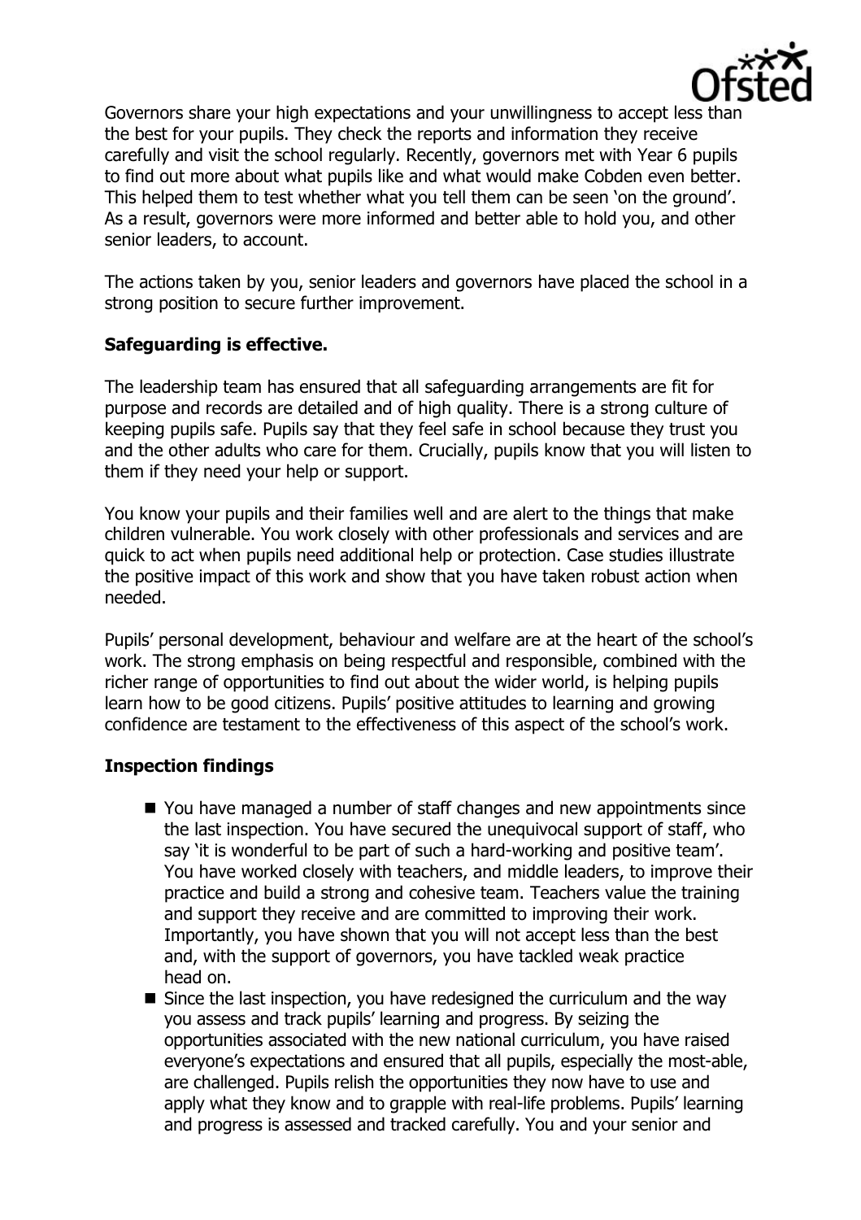Governors share your high expectations and your unwillingness to accept less than the best for your pupils. They check the reports and information they receive carefully and visit the school regularly. Recently, governors met with Year 6 pupils to find out more about what pupils like and what would make Cobden even better. This helped them to test whether what you tell them can be seen 'on the ground'. As a result, governors were more informed and better able to hold you, and other senior leaders, to account.

The actions taken by you, senior leaders and governors have placed the school in a strong position to secure further improvement.

**Safeguarding is effective.**

The leadership team has ensured that all safeguarding arrangements are fit for purpose and records are detailed and of high quality. There is a strong culture of keeping pupils safe. Pupils say that they feel safe in school because they trust you and the other adults who care for them. Crucially, pupils know that you will listen to them if they need your help or support.

You know your pupils and their families well and are alert to the things that make children vulnerable. You work closely with other professionals and services and are quick to act when pupils need additional help or protection. Case studies illustrate the positive impact of this work and show that you have taken robust action when needed.

Pupils' personal development, behaviour and welfare are at the heart of the school's work. The strong emphasis on being respectful and responsible, combined with the richer range of opportunities to find out about the wider world, is helping pupils learn how to be good citizens. Pupils' positive attitudes to learning and growing confidence are testament to the effectiveness of this aspect of the school's work.

**Inspection findings**

- You have managed a number of staff changes and new appointments since the last inspection. You have secured the unequivocal support of staff, who say 'it is wonderful to be part of such a hard-working and positive team'. You have worked closely with teachers, and middle leaders, to improve their practice and build a strong and cohesive team. Teachers value the training and support they receive and are committed to improving their work. Importantly, you have shown that you will not accept less than the best and, with the support of governors, you have tackled weak practice head on.
- Since the last inspection, you have redesigned the curriculum and the way you assess and track pupils' learning and progress. By seizing the opportunities associated with the new national curriculum, you have raised everyone's expectations and ensured that all pupils, especially the most-able, are challenged. Pupils relish the opportunities they now have to use and apply what they know and to grapple with real-life problems. Pupils' learning and progress is assessed and tracked carefully. You and your senior and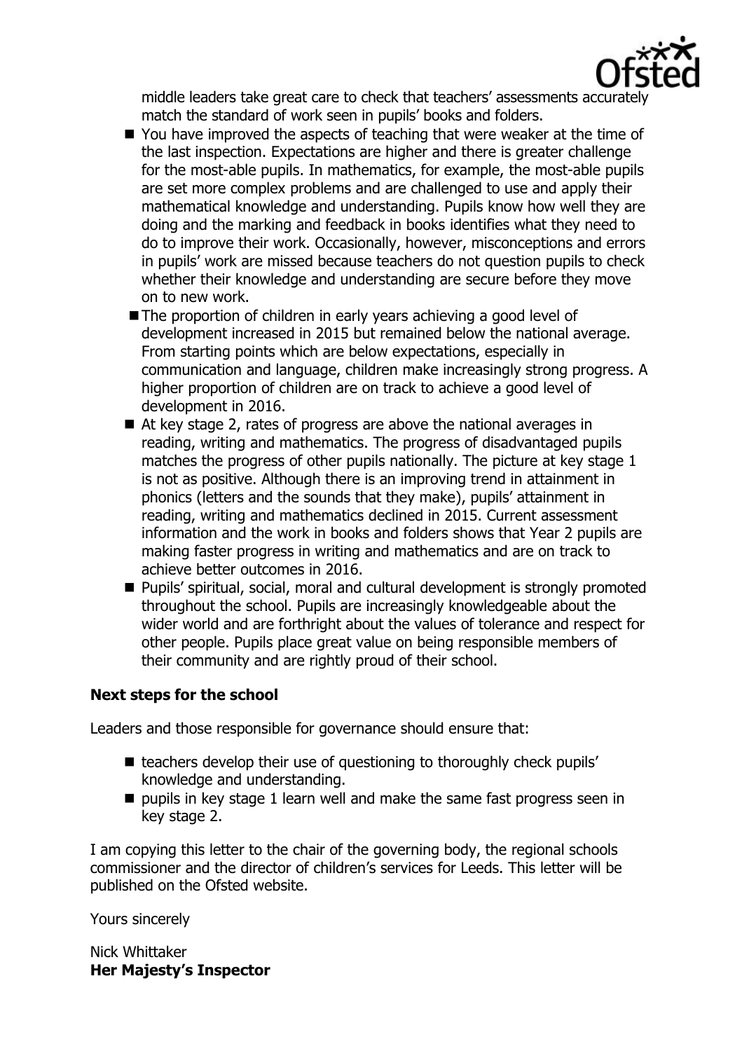middle leaders take great care to check that teachers' assessments accurately match the standard of work seen in pupils' books and folders.

- You have improved the aspects of teaching that were weaker at the time of the last inspection. Expectations are higher and there is greater challenge for the most-able pupils. In mathematics, for example, the most-able pupils are set more complex problems and are challenged to use and apply their mathematical knowledge and understanding. Pupils know how well they are doing and the marking and feedback in books identifies what they need to do to improve their work. Occasionally, however, misconceptions and errors in pupils' work are missed because teachers do not question pupils to check whether their knowledge and understanding are secure before they move on to new work.
- The proportion of children in early years achieving a good level of development increased in 2015 but remained below the national average. From starting points which are below expectations, especially in communication and language, children make increasingly strong progress. A higher proportion of children are on track to achieve a good level of development in 2016.
- At key stage 2, rates of progress are above the national averages in reading, writing and mathematics. The progress of disadvantaged pupils matches the progress of other pupils nationally. The picture at key stage 1 is not as positive. Although there is an improving trend in attainment in phonics (letters and the sounds that they make), pupils' attainment in reading, writing and mathematics declined in 2015. Current assessment information and the work in books and folders shows that Year 2 pupils are making faster progress in writing and mathematics and are on track to achieve better outcomes in 2016.
- Pupils' spiritual, social, moral and cultural development is strongly promoted throughout the school. Pupils are increasingly knowledgeable about the wider world and are forthright about the values of tolerance and respect for other people. Pupils place great value on being responsible members of their community and are rightly proud of their school.

## Next steps for the school

Leaders and those responsible for governance should ensure that:

- teachers develop their use of questioning to thoroughly check pupils' knowledge and understanding.
- pupils in key stage 1 learn well and make the same fast progress seen in key stage 2.

I am copying this letter to the chair of the governing body, the regional schools commissioner and the director of children's services for Leeds. This letter will be published on the Ofsted website.

Yours sincerely

Nick Whittaker
**Her Majesty's Inspector**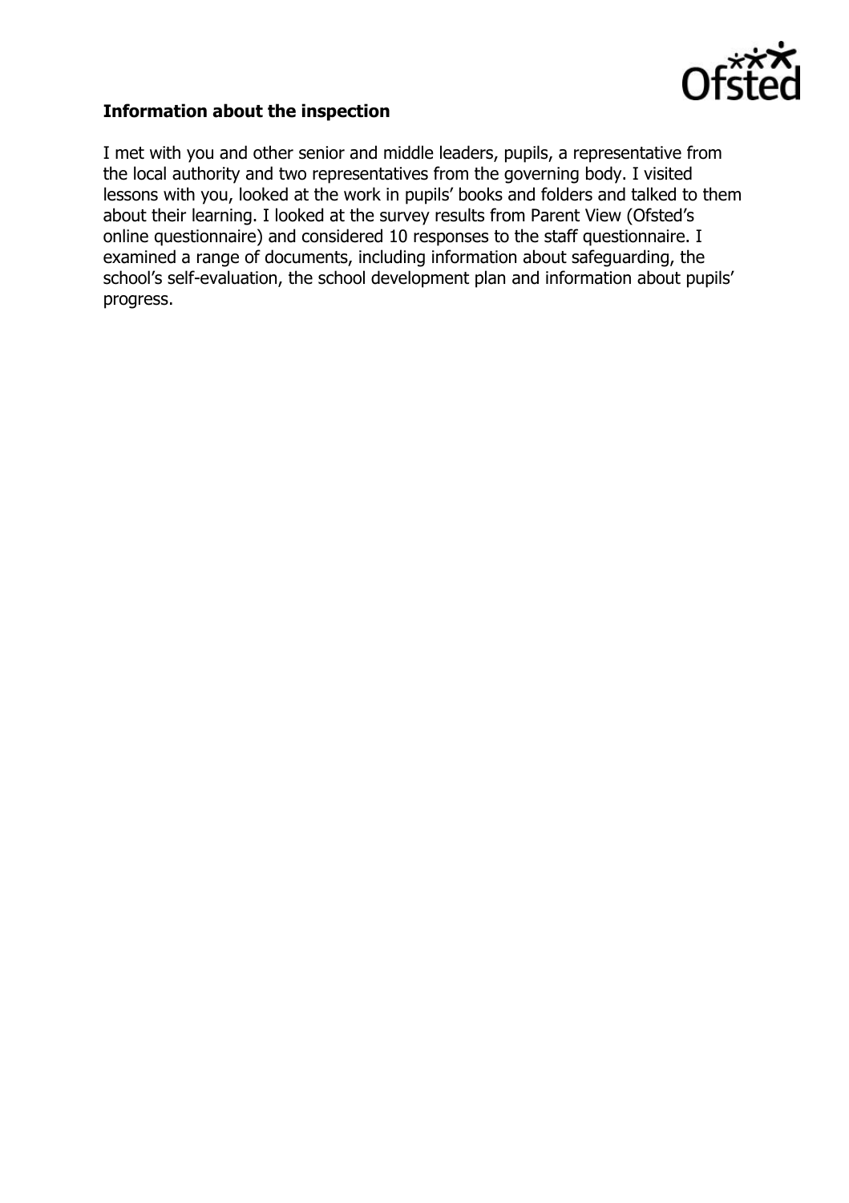**Information about the inspection**

I met with you and other senior and middle leaders, pupils, a representative from the local authority and two representatives from the governing body. I visited lessons with you, looked at the work in pupils' books and folders and talked to them about their learning. I looked at the survey results from Parent View (Ofsted's online questionnaire) and considered 10 responses to the staff questionnaire. I examined a range of documents, including information about safeguarding, the school's self-evaluation, the school development plan and information about pupils' progress.